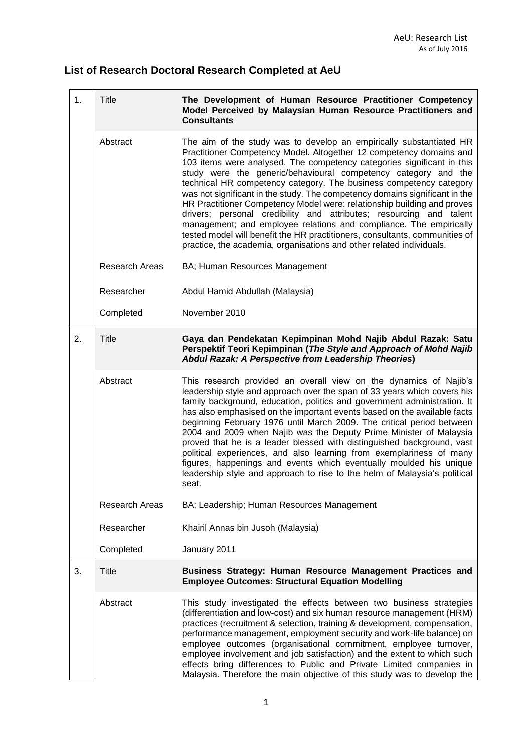# List of Research Doctoral Research Completed at AeU

| | | |
|---|---|---|
| 1. | Title | **The Development of Human Resource Practitioner Competency Model Perceived by Malaysian Human Resource Practitioners and Consultants** |
| | Abstract | The aim of the study was to develop an empirically substantiated HR Practitioner Competency Model. Altogether 12 competency domains and 103 items were analysed. The competency categories significant in this study were the generic/behavioural competency category and the technical HR competency category. The business competency category was not significant in the study. The competency domains significant in the HR Practitioner Competency Model were: relationship building and proves drivers; personal credibility and attributes; resourcing and talent management; and employee relations and compliance. The empirically tested model will benefit the HR practitioners, consultants, communities of practice, the academia, organisations and other related individuals. |
| | Research Areas | BA; Human Resources Management |
| | Researcher | Abdul Hamid Abdullah (Malaysia) |
| | Completed | November 2010 |
| 2. | Title | **Gaya dan Pendekatan Kepimpinan Mohd Najib Abdul Razak: Satu Perspektif Teori Kepimpinan (*The Style and Approach of Mohd Najib Abdul Razak: A Perspective from Leadership Theories*)** |
| | Abstract | This research provided an overall view on the dynamics of Najib's leadership style and approach over the span of 33 years which covers his family background, education, politics and government administration. It has also emphasised on the important events based on the available facts beginning February 1976 until March 2009. The critical period between 2004 and 2009 when Najib was the Deputy Prime Minister of Malaysia proved that he is a leader blessed with distinguished background, vast political experiences, and also learning from exemplariness of many figures, happenings and events which eventually moulded his unique leadership style and approach to rise to the helm of Malaysia's political seat. |
| | Research Areas | BA; Leadership; Human Resources Management |
| | Researcher | Khairil Annas bin Jusoh (Malaysia) |
| | Completed | January 2011 |
| 3. | Title | **Business Strategy: Human Resource Management Practices and Employee Outcomes: Structural Equation Modelling** |
| | Abstract | This study investigated the effects between two business strategies (differentiation and low-cost) and six human resource management (HRM) practices (recruitment & selection, training & development, compensation, performance management, employment security and work-life balance) on employee outcomes (organisational commitment, employee turnover, employee involvement and job satisfaction) and the extent to which such effects bring differences to Public and Private Limited companies in Malaysia. Therefore the main objective of this study was to develop the |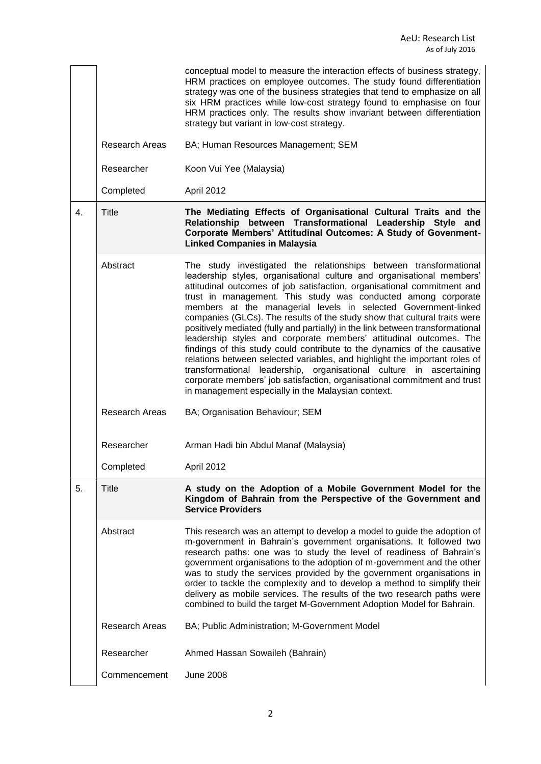| | | |
|---|---|---|
| | | conceptual model to measure the interaction effects of business strategy, HRM practices on employee outcomes. The study found differentiation strategy was one of the business strategies that tend to emphasize on all six HRM practices while low-cost strategy found to emphasise on four HRM practices only. The results show invariant between differentiation strategy but variant in low-cost strategy. |
| | Research Areas | BA; Human Resources Management; SEM |
| | Researcher | Koon Vui Yee (Malaysia) |
| | Completed | April 2012 |
| 4. | Title | **The Mediating Effects of Organisational Cultural Traits and the Relationship between Transformational Leadership Style and Corporate Members' Attitudinal Outcomes: A Study of Govenment-Linked Companies in Malaysia** |
| | Abstract | The study investigated the relationships between transformational leadership styles, organisational culture and organisational members' attitudinal outcomes of job satisfaction, organisational commitment and trust in management. This study was conducted among corporate members at the managerial levels in selected Government-linked companies (GLCs). The results of the study show that cultural traits were positively mediated (fully and partially) in the link between transformational leadership styles and corporate members' attitudinal outcomes. The findings of this study could contribute to the dynamics of the causative relations between selected variables, and highlight the important roles of transformational leadership, organisational culture in ascertaining corporate members' job satisfaction, organisational commitment and trust in management especially in the Malaysian context. |
| | Research Areas | BA; Organisation Behaviour; SEM |
| | Researcher | Arman Hadi bin Abdul Manaf (Malaysia) |
| | Completed | April 2012 |
| 5. | Title | **A study on the Adoption of a Mobile Government Model for the Kingdom of Bahrain from the Perspective of the Government and Service Providers** |
| | Abstract | This research was an attempt to develop a model to guide the adoption of m-government in Bahrain's government organisations. It followed two research paths: one was to study the level of readiness of Bahrain's government organisations to the adoption of m-government and the other was to study the services provided by the government organisations in order to tackle the complexity and to develop a method to simplify their delivery as mobile services. The results of the two research paths were combined to build the target M-Government Adoption Model for Bahrain. |
| | Research Areas | BA; Public Administration; M-Government Model |
| | Researcher | Ahmed Hassan Sowaileh (Bahrain) |
| | Commencement | June 2008 |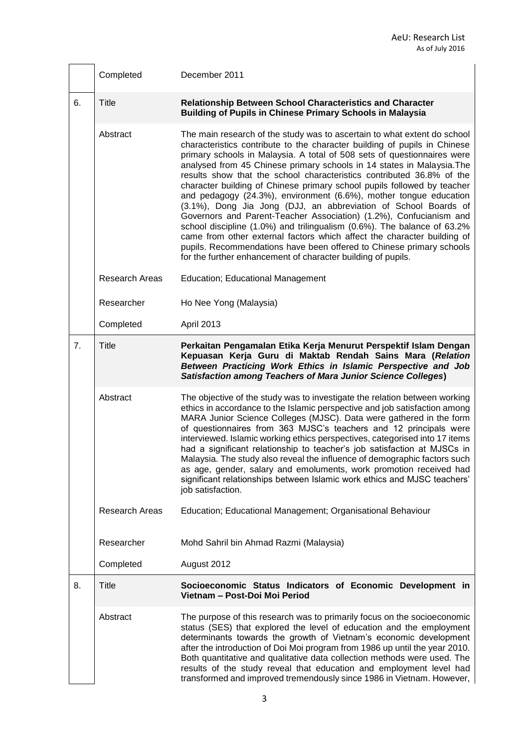| | | |
|---|---|---|
| | Completed | December 2011 |
| 6. | Title | **Relationship Between School Characteristics and Character Building of Pupils in Chinese Primary Schools in Malaysia** |
| | Abstract | The main research of the study was to ascertain to what extent do school characteristics contribute to the character building of pupils in Chinese primary schools in Malaysia. A total of 508 sets of questionnaires were analysed from 45 Chinese primary schools in 14 states in Malaysia.The results show that the school characteristics contributed 36.8% of the character building of Chinese primary school pupils followed by teacher and pedagogy (24.3%), environment (6.6%), mother tongue education (3.1%), Dong Jia Jong (DJJ, an abbreviation of School Boards of Governors and Parent-Teacher Association) (1.2%), Confucianism and school discipline (1.0%) and trilingualism (0.6%). The balance of 63.2% came from other external factors which affect the character building of pupils. Recommendations have been offered to Chinese primary schools for the further enhancement of character building of pupils. |
| | Research Areas | Education; Educational Management |
| | Researcher | Ho Nee Yong (Malaysia) |
| | Completed | April 2013 |
| 7. | Title | **Perkaitan Pengamalan Etika Kerja Menurut Perspektif Islam Dengan Kepuasan Kerja Guru di Maktab Rendah Sains Mara (*Relation Between Practicing Work Ethics in Islamic Perspective and Job Satisfaction among Teachers of Mara Junior Science Colleges*)** |
| | Abstract | The objective of the study was to investigate the relation between working ethics in accordance to the Islamic perspective and job satisfaction among MARA Junior Science Colleges (MJSC). Data were gathered in the form of questionnaires from 363 MJSC's teachers and 12 principals were interviewed. Islamic working ethics perspectives, categorised into 17 items had a significant relationship to teacher's job satisfaction at MJSCs in Malaysia. The study also reveal the influence of demographic factors such as age, gender, salary and emoluments, work promotion received had significant relationships between Islamic work ethics and MJSC teachers' job satisfaction. |
| | Research Areas | Education; Educational Management; Organisational Behaviour |
| | Researcher | Mohd Sahril bin Ahmad Razmi (Malaysia) |
| | Completed | August 2012 |
| 8. | Title | **Socioeconomic Status Indicators of Economic Development in Vietnam – Post-Doi Moi Period** |
| | Abstract | The purpose of this research was to primarily focus on the socioeconomic status (SES) that explored the level of education and the employment determinants towards the growth of Vietnam's economic development after the introduction of Doi Moi program from 1986 up until the year 2010. Both quantitative and qualitative data collection methods were used. The results of the study reveal that education and employment level had transformed and improved tremendously since 1986 in Vietnam. However, |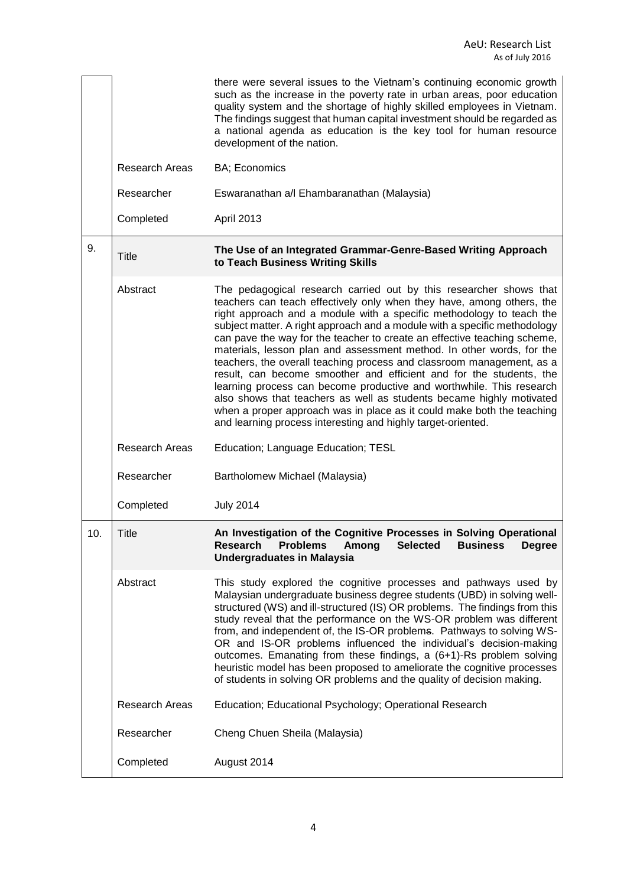| | | |
|---|---|---|
| | | there were several issues to the Vietnam's continuing economic growth such as the increase in the poverty rate in urban areas, poor education quality system and the shortage of highly skilled employees in Vietnam. The findings suggest that human capital investment should be regarded as a national agenda as education is the key tool for human resource development of the nation. |
| | Research Areas | BA; Economics |
| | Researcher | Eswaranathan a/l Ehambaranathan (Malaysia) |
| | Completed | April 2013 |
| 9. | Title | **The Use of an Integrated Grammar-Genre-Based Writing Approach to Teach Business Writing Skills** |
| | Abstract | The pedagogical research carried out by this researcher shows that teachers can teach effectively only when they have, among others, the right approach and a module with a specific methodology to teach the subject matter. A right approach and a module with a specific methodology can pave the way for the teacher to create an effective teaching scheme, materials, lesson plan and assessment method. In other words, for the teachers, the overall teaching process and classroom management, as a result, can become smoother and efficient and for the students, the learning process can become productive and worthwhile. This research also shows that teachers as well as students became highly motivated when a proper approach was in place as it could make both the teaching and learning process interesting and highly target-oriented. |
| | Research Areas | Education; Language Education; TESL |
| | Researcher | Bartholomew Michael (Malaysia) |
| | Completed | July 2014 |
| 10. | Title | **An Investigation of the Cognitive Processes in Solving Operational Research Problems Among Selected Business Degree Undergraduates in Malaysia** |
| | Abstract | This study explored the cognitive processes and pathways used by Malaysian undergraduate business degree students (UBD) in solving well-structured (WS) and ill-structured (IS) OR problems. The findings from this study reveal that the performance on the WS-OR problem was different from, and independent of, the IS-OR problems. Pathways to solving WS-OR and IS-OR problems influenced the individual's decision-making outcomes. Emanating from these findings, a (6+1)-Rs problem solving heuristic model has been proposed to ameliorate the cognitive processes of students in solving OR problems and the quality of decision making. |
| | Research Areas | Education; Educational Psychology; Operational Research |
| | Researcher | Cheng Chuen Sheila (Malaysia) |
| | Completed | August 2014 |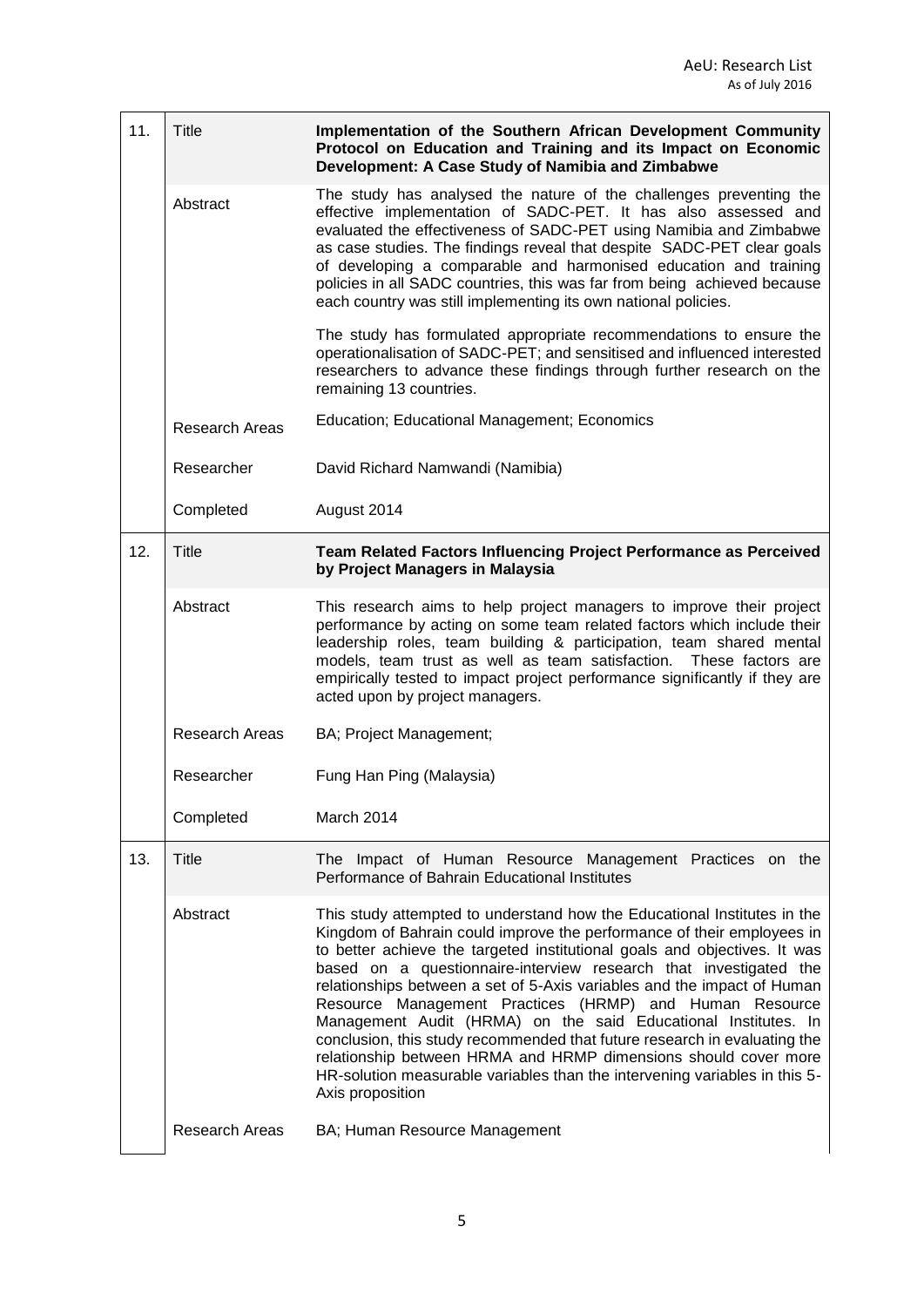| | | |
|---|---|---|
| 11. | Title | **Implementation of the Southern African Development Community Protocol on Education and Training and its Impact on Economic Development: A Case Study of Namibia and Zimbabwe** |
| | Abstract | The study has analysed the nature of the challenges preventing the effective implementation of SADC-PET. It has also assessed and evaluated the effectiveness of SADC-PET using Namibia and Zimbabwe as case studies. The findings reveal that despite SADC-PET clear goals of developing a comparable and harmonised education and training policies in all SADC countries, this was far from being achieved because each country was still implementing its own national policies.<br><br>The study has formulated appropriate recommendations to ensure the operationalisation of SADC-PET; and sensitised and influenced interested researchers to advance these findings through further research on the remaining 13 countries. |
| | Research Areas | Education; Educational Management; Economics |
| | Researcher | David Richard Namwandi (Namibia) |
| | Completed | August 2014 |
| 12. | Title | **Team Related Factors Influencing Project Performance as Perceived by Project Managers in Malaysia** |
| | Abstract | This research aims to help project managers to improve their project performance by acting on some team related factors which include their leadership roles, team building & participation, team shared mental models, team trust as well as team satisfaction. These factors are empirically tested to impact project performance significantly if they are acted upon by project managers. |
| | Research Areas | BA; Project Management; |
| | Researcher | Fung Han Ping (Malaysia) |
| | Completed | March 2014 |
| 13. | Title | The Impact of Human Resource Management Practices on the Performance of Bahrain Educational Institutes |
| | Abstract | This study attempted to understand how the Educational Institutes in the Kingdom of Bahrain could improve the performance of their employees in to better achieve the targeted institutional goals and objectives. It was based on a questionnaire-interview research that investigated the relationships between a set of 5-Axis variables and the impact of Human Resource Management Practices (HRMP) and Human Resource Management Audit (HRMA) on the said Educational Institutes. In conclusion, this study recommended that future research in evaluating the relationship between HRMA and HRMP dimensions should cover more HR-solution measurable variables than the intervening variables in this 5-Axis proposition |
| | Research Areas | BA; Human Resource Management |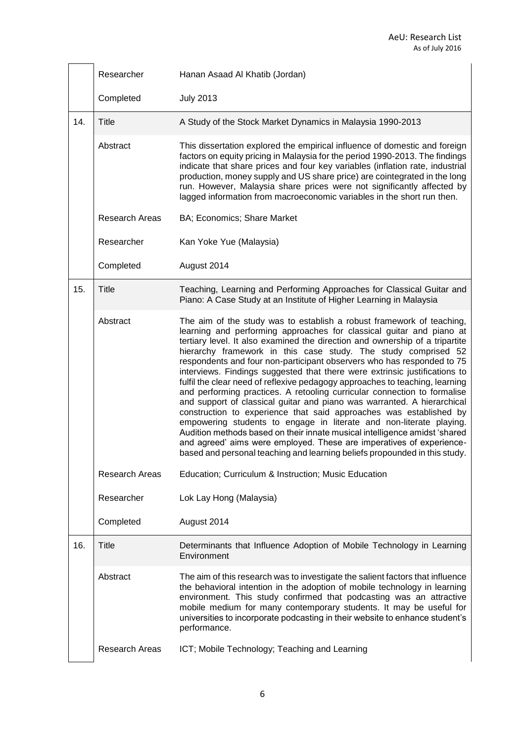| | | |
|---|---|---|
| | Researcher | Hanan Asaad Al Khatib (Jordan) |
| | Completed | July 2013 |
| 14. | Title | A Study of the Stock Market Dynamics in Malaysia 1990-2013 |
| | Abstract | This dissertation explored the empirical influence of domestic and foreign factors on equity pricing in Malaysia for the period 1990-2013. The findings indicate that share prices and four key variables (inflation rate, industrial production, money supply and US share price) are cointegrated in the long run. However, Malaysia share prices were not significantly affected by lagged information from macroeconomic variables in the short run then. |
| | Research Areas | BA; Economics; Share Market |
| | Researcher | Kan Yoke Yue (Malaysia) |
| | Completed | August 2014 |
| 15. | Title | Teaching, Learning and Performing Approaches for Classical Guitar and Piano: A Case Study at an Institute of Higher Learning in Malaysia |
| | Abstract | The aim of the study was to establish a robust framework of teaching, learning and performing approaches for classical guitar and piano at tertiary level. It also examined the direction and ownership of a tripartite hierarchy framework in this case study. The study comprised 52 respondents and four non-participant observers who has responded to 75 interviews. Findings suggested that there were extrinsic justifications to fulfil the clear need of reflexive pedagogy approaches to teaching, learning and performing practices. A retooling curricular connection to formalise and support of classical guitar and piano was warranted. A hierarchical construction to experience that said approaches was established by empowering students to engage in literate and non-literate playing. Audition methods based on their innate musical intelligence amidst 'shared and agreed' aims were employed. These are imperatives of experience-based and personal teaching and learning beliefs propounded in this study. |
| | Research Areas | Education; Curriculum & Instruction; Music Education |
| | Researcher | Lok Lay Hong (Malaysia) |
| | Completed | August 2014 |
| 16. | Title | Determinants that Influence Adoption of Mobile Technology in Learning Environment |
| | Abstract | The aim of this research was to investigate the salient factors that influence the behavioral intention in the adoption of mobile technology in learning environment. This study confirmed that podcasting was an attractive mobile medium for many contemporary students. It may be useful for universities to incorporate podcasting in their website to enhance student's performance. |
| | Research Areas | ICT; Mobile Technology; Teaching and Learning |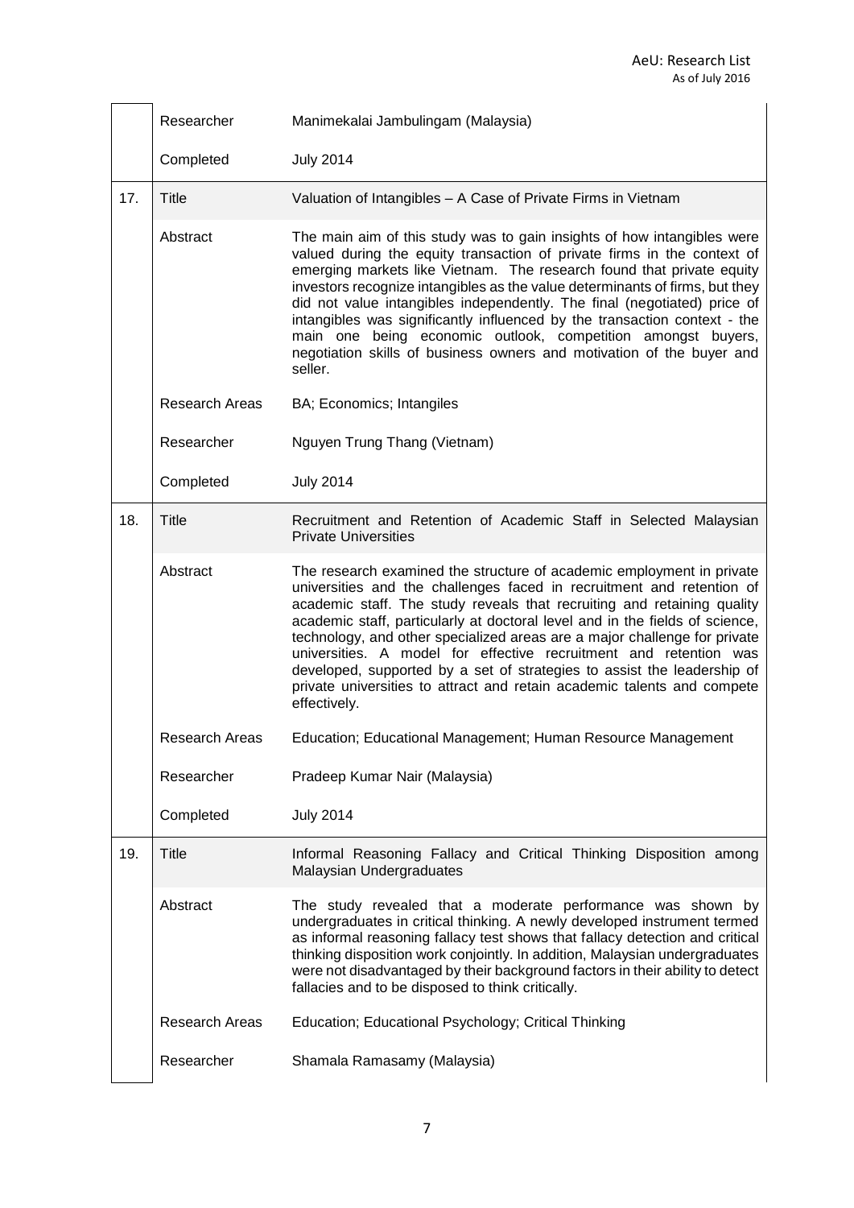| | | |
|---|---|---|
| | Researcher | Manimekalai Jambulingam (Malaysia) |
| | Completed | July 2014 |
| 17. | Title | Valuation of Intangibles – A Case of Private Firms in Vietnam |
| | Abstract | The main aim of this study was to gain insights of how intangibles were valued during the equity transaction of private firms in the context of emerging markets like Vietnam. The research found that private equity investors recognize intangibles as the value determinants of firms, but they did not value intangibles independently. The final (negotiated) price of intangibles was significantly influenced by the transaction context - the main one being economic outlook, competition amongst buyers, negotiation skills of business owners and motivation of the buyer and seller. |
| | Research Areas | BA; Economics; Intangiles |
| | Researcher | Nguyen Trung Thang (Vietnam) |
| | Completed | July 2014 |
| 18. | Title | Recruitment and Retention of Academic Staff in Selected Malaysian Private Universities |
| | Abstract | The research examined the structure of academic employment in private universities and the challenges faced in recruitment and retention of academic staff. The study reveals that recruiting and retaining quality academic staff, particularly at doctoral level and in the fields of science, technology, and other specialized areas are a major challenge for private universities. A model for effective recruitment and retention was developed, supported by a set of strategies to assist the leadership of private universities to attract and retain academic talents and compete effectively. |
| | Research Areas | Education; Educational Management; Human Resource Management |
| | Researcher | Pradeep Kumar Nair (Malaysia) |
| | Completed | July 2014 |
| 19. | Title | Informal Reasoning Fallacy and Critical Thinking Disposition among Malaysian Undergraduates |
| | Abstract | The study revealed that a moderate performance was shown by undergraduates in critical thinking. A newly developed instrument termed as informal reasoning fallacy test shows that fallacy detection and critical thinking disposition work conjointly. In addition, Malaysian undergraduates were not disadvantaged by their background factors in their ability to detect fallacies and to be disposed to think critically. |
| | Research Areas | Education; Educational Psychology; Critical Thinking |
| | Researcher | Shamala Ramasamy (Malaysia) |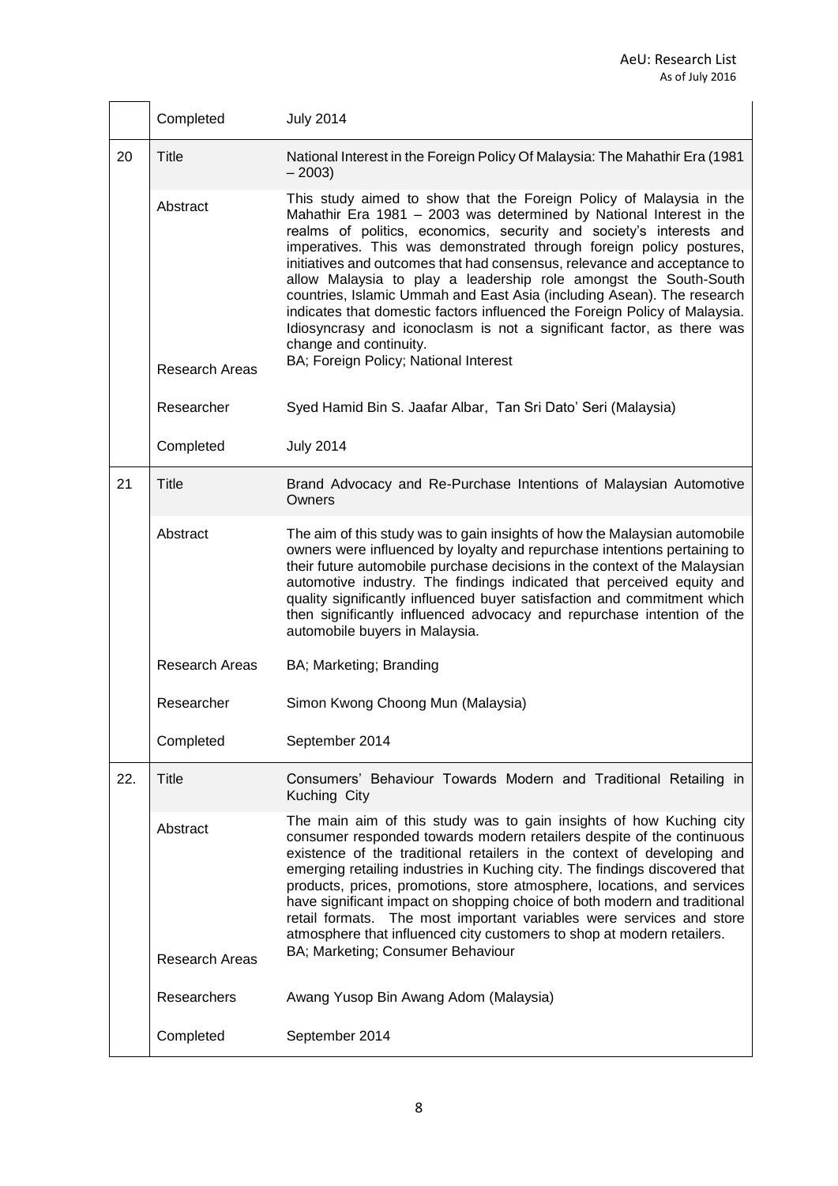| | | |
|---|---|---|
| | Completed | July 2014 |
| 20 | Title | National Interest in the Foreign Policy Of Malaysia: The Mahathir Era (1981 – 2003) |
| | Abstract | This study aimed to show that the Foreign Policy of Malaysia in the Mahathir Era 1981 – 2003 was determined by National Interest in the realms of politics, economics, security and society's interests and imperatives. This was demonstrated through foreign policy postures, initiatives and outcomes that had consensus, relevance and acceptance to allow Malaysia to play a leadership role amongst the South-South countries, Islamic Ummah and East Asia (including Asean). The research indicates that domestic factors influenced the Foreign Policy of Malaysia. Idiosyncrasy and iconoclasm is not a significant factor, as there was change and continuity. |
| | Research Areas | BA; Foreign Policy; National Interest |
| | Researcher | Syed Hamid Bin S. Jaafar Albar, Tan Sri Dato' Seri (Malaysia) |
| | Completed | July 2014 |
| 21 | Title | Brand Advocacy and Re-Purchase Intentions of Malaysian Automotive Owners |
| | Abstract | The aim of this study was to gain insights of how the Malaysian automobile owners were influenced by loyalty and repurchase intentions pertaining to their future automobile purchase decisions in the context of the Malaysian automotive industry. The findings indicated that perceived equity and quality significantly influenced buyer satisfaction and commitment which then significantly influenced advocacy and repurchase intention of the automobile buyers in Malaysia. |
| | Research Areas | BA; Marketing; Branding |
| | Researcher | Simon Kwong Choong Mun (Malaysia) |
| | Completed | September 2014 |
| 22. | Title | Consumers' Behaviour Towards Modern and Traditional Retailing in Kuching City |
| | Abstract | The main aim of this study was to gain insights of how Kuching city consumer responded towards modern retailers despite of the continuous existence of the traditional retailers in the context of developing and emerging retailing industries in Kuching city. The findings discovered that products, prices, promotions, store atmosphere, locations, and services have significant impact on shopping choice of both modern and traditional retail formats. The most important variables were services and store atmosphere that influenced city customers to shop at modern retailers. |
| | Research Areas | BA; Marketing; Consumer Behaviour |
| | Researchers | Awang Yusop Bin Awang Adom (Malaysia) |
| | Completed | September 2014 |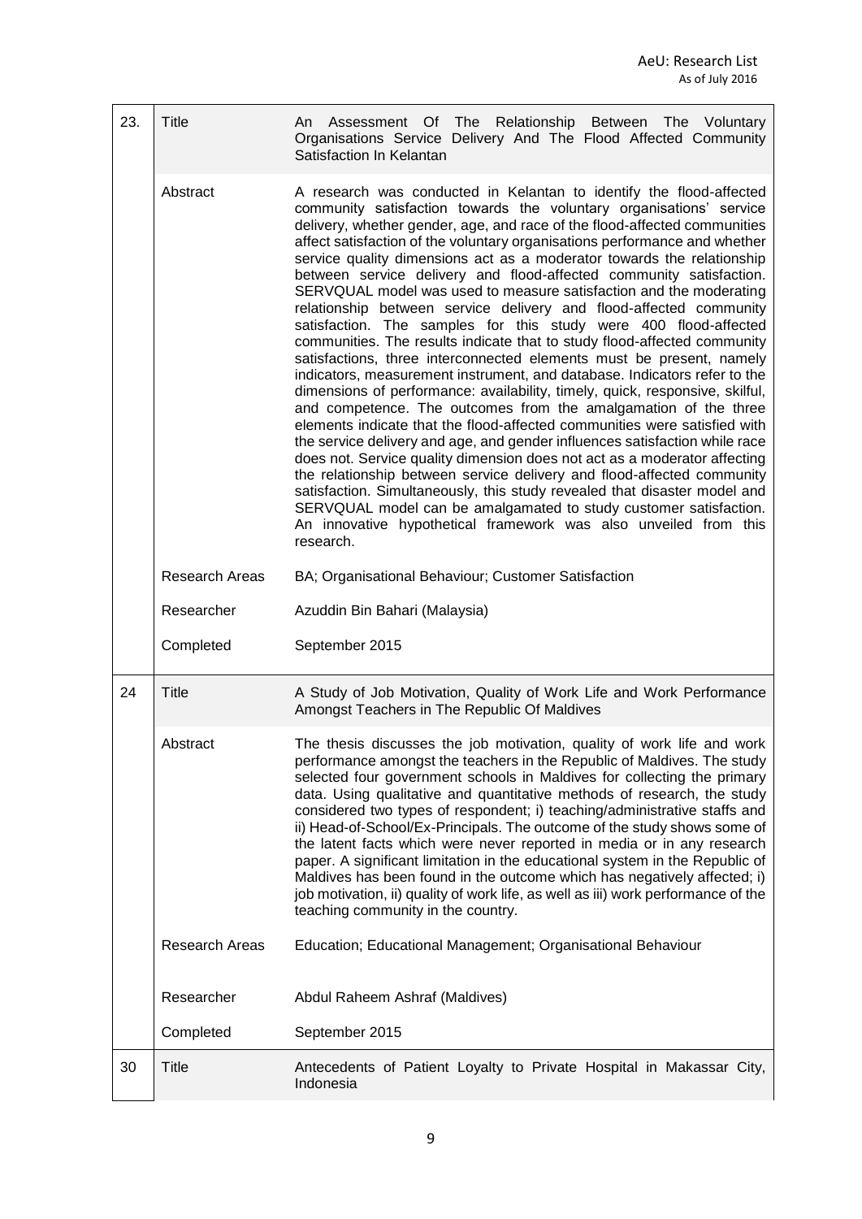| | | |
|---|---|---|
| 23. | Title | An Assessment Of The Relationship Between The Voluntary Organisations Service Delivery And The Flood Affected Community Satisfaction In Kelantan |
| | Abstract | A research was conducted in Kelantan to identify the flood-affected community satisfaction towards the voluntary organisations' service delivery, whether gender, age, and race of the flood-affected communities affect satisfaction of the voluntary organisations performance and whether service quality dimensions act as a moderator towards the relationship between service delivery and flood-affected community satisfaction. SERVQUAL model was used to measure satisfaction and the moderating relationship between service delivery and flood-affected community satisfaction. The samples for this study were 400 flood-affected communities. The results indicate that to study flood-affected community satisfactions, three interconnected elements must be present, namely indicators, measurement instrument, and database. Indicators refer to the dimensions of performance: availability, timely, quick, responsive, skilful, and competence. The outcomes from the amalgamation of the three elements indicate that the flood-affected communities were satisfied with the service delivery and age, and gender influences satisfaction while race does not. Service quality dimension does not act as a moderator affecting the relationship between service delivery and flood-affected community satisfaction. Simultaneously, this study revealed that disaster model and SERVQUAL model can be amalgamated to study customer satisfaction. An innovative hypothetical framework was also unveiled from this research. |
| | Research Areas | BA; Organisational Behaviour; Customer Satisfaction |
| | Researcher | Azuddin Bin Bahari (Malaysia) |
| | Completed | September 2015 |
| 24 | Title | A Study of Job Motivation, Quality of Work Life and Work Performance Amongst Teachers in The Republic Of Maldives |
| | Abstract | The thesis discusses the job motivation, quality of work life and work performance amongst the teachers in the Republic of Maldives. The study selected four government schools in Maldives for collecting the primary data. Using qualitative and quantitative methods of research, the study considered two types of respondent; i) teaching/administrative staffs and ii) Head-of-School/Ex-Principals. The outcome of the study shows some of the latent facts which were never reported in media or in any research paper. A significant limitation in the educational system in the Republic of Maldives has been found in the outcome which has negatively affected; i) job motivation, ii) quality of work life, as well as iii) work performance of the teaching community in the country. |
| | Research Areas | Education; Educational Management; Organisational Behaviour |
| | Researcher | Abdul Raheem Ashraf (Maldives) |
| | Completed | September 2015 |
| 30 | Title | Antecedents of Patient Loyalty to Private Hospital in Makassar City, Indonesia |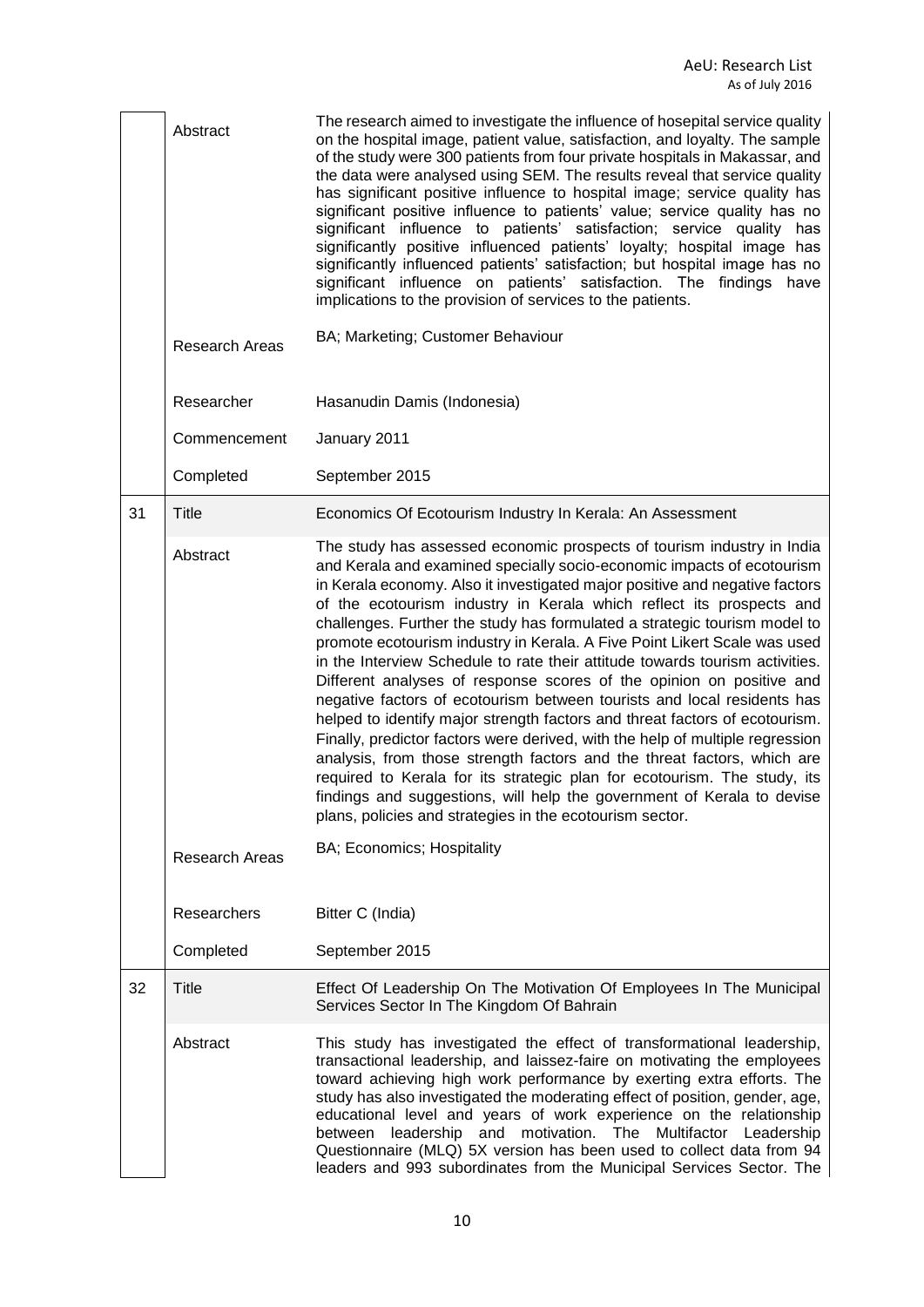| | | |
|---|---|---|
| | Abstract | The research aimed to investigate the influence of hosepital service quality on the hospital image, patient value, satisfaction, and loyalty. The sample of the study were 300 patients from four private hospitals in Makassar, and the data were analysed using SEM. The results reveal that service quality has significant positive influence to hospital image; service quality has significant positive influence to patients' value; service quality has no significant influence to patients' satisfaction; service quality has significantly positive influenced patients' loyalty; hospital image has significantly influenced patients' satisfaction; but hospital image has no significant influence on patients' satisfaction. The findings have implications to the provision of services to the patients. |
| | Research Areas | BA; Marketing; Customer Behaviour |
| | Researcher | Hasanudin Damis (Indonesia) |
| | Commencement | January 2011 |
| | Completed | September 2015 |
| 31 | Title | Economics Of Ecotourism Industry In Kerala: An Assessment |
| | Abstract | The study has assessed economic prospects of tourism industry in India and Kerala and examined specially socio-economic impacts of ecotourism in Kerala economy. Also it investigated major positive and negative factors of the ecotourism industry in Kerala which reflect its prospects and challenges. Further the study has formulated a strategic tourism model to promote ecotourism industry in Kerala. A Five Point Likert Scale was used in the Interview Schedule to rate their attitude towards tourism activities. Different analyses of response scores of the opinion on positive and negative factors of ecotourism between tourists and local residents has helped to identify major strength factors and threat factors of ecotourism. Finally, predictor factors were derived, with the help of multiple regression analysis, from those strength factors and the threat factors, which are required to Kerala for its strategic plan for ecotourism. The study, its findings and suggestions, will help the government of Kerala to devise plans, policies and strategies in the ecotourism sector. |
| | Research Areas | BA; Economics; Hospitality |
| | Researchers | Bitter C (India) |
| | Completed | September 2015 |
| 32 | Title | Effect Of Leadership On The Motivation Of Employees In The Municipal Services Sector In The Kingdom Of Bahrain |
| | Abstract | This study has investigated the effect of transformational leadership, transactional leadership, and laissez-faire on motivating the employees toward achieving high work performance by exerting extra efforts. The study has also investigated the moderating effect of position, gender, age, educational level and years of work experience on the relationship between leadership and motivation. The Multifactor Leadership Questionnaire (MLQ) 5X version has been used to collect data from 94 leaders and 993 subordinates from the Municipal Services Sector. The |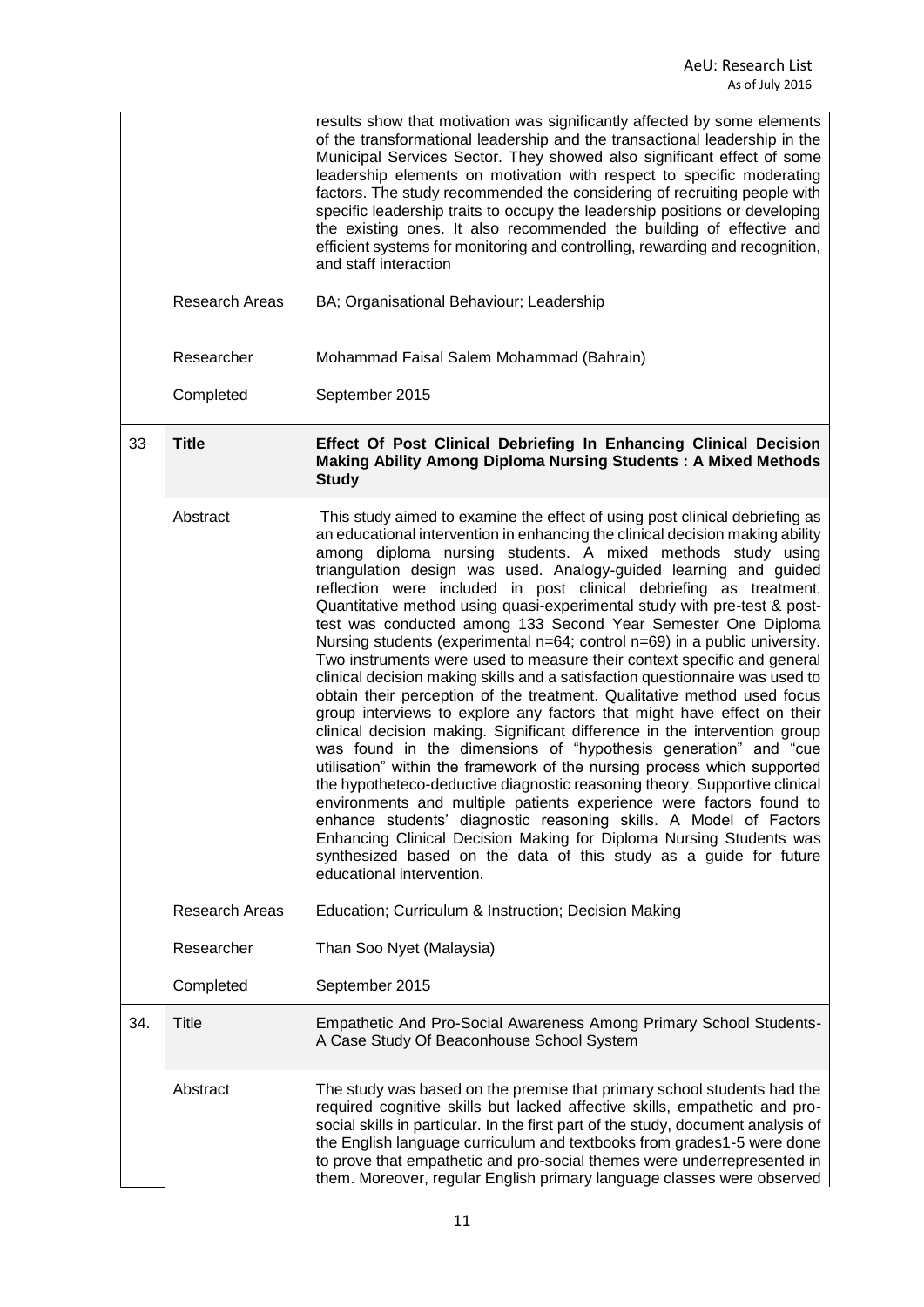| | | |
|---|---|---|
| | | results show that motivation was significantly affected by some elements of the transformational leadership and the transactional leadership in the Municipal Services Sector. They showed also significant effect of some leadership elements on motivation with respect to specific moderating factors. The study recommended the considering of recruiting people with specific leadership traits to occupy the leadership positions or developing the existing ones. It also recommended the building of effective and efficient systems for monitoring and controlling, rewarding and recognition, and staff interaction |
| | Research Areas | BA; Organisational Behaviour; Leadership |
| | Researcher | Mohammad Faisal Salem Mohammad (Bahrain) |
| | Completed | September 2015 |
| 33 | **Title** | **Effect Of Post Clinical Debriefing In Enhancing Clinical Decision Making Ability Among Diploma Nursing Students : A Mixed Methods Study** |
| | Abstract | This study aimed to examine the effect of using post clinical debriefing as an educational intervention in enhancing the clinical decision making ability among diploma nursing students. A mixed methods study using triangulation design was used. Analogy-guided learning and guided reflection were included in post clinical debriefing as treatment. Quantitative method using quasi-experimental study with pre-test & post-test was conducted among 133 Second Year Semester One Diploma Nursing students (experimental n=64; control n=69) in a public university. Two instruments were used to measure their context specific and general clinical decision making skills and a satisfaction questionnaire was used to obtain their perception of the treatment. Qualitative method used focus group interviews to explore any factors that might have effect on their clinical decision making. Significant difference in the intervention group was found in the dimensions of "hypothesis generation" and "cue utilisation" within the framework of the nursing process which supported the hypotheteco-deductive diagnostic reasoning theory. Supportive clinical environments and multiple patients experience were factors found to enhance students' diagnostic reasoning skills. A Model of Factors Enhancing Clinical Decision Making for Diploma Nursing Students was synthesized based on the data of this study as a guide for future educational intervention. |
| | Research Areas | Education; Curriculum & Instruction; Decision Making |
| | Researcher | Than Soo Nyet (Malaysia) |
| | Completed | September 2015 |
| 34. | Title | Empathetic And Pro-Social Awareness Among Primary School Students- A Case Study Of Beaconhouse School System |
| | Abstract | The study was based on the premise that primary school students had the required cognitive skills but lacked affective skills, empathetic and pro-social skills in particular. In the first part of the study, document analysis of the English language curriculum and textbooks from grades1-5 were done to prove that empathetic and pro-social themes were underrepresented in them. Moreover, regular English primary language classes were observed |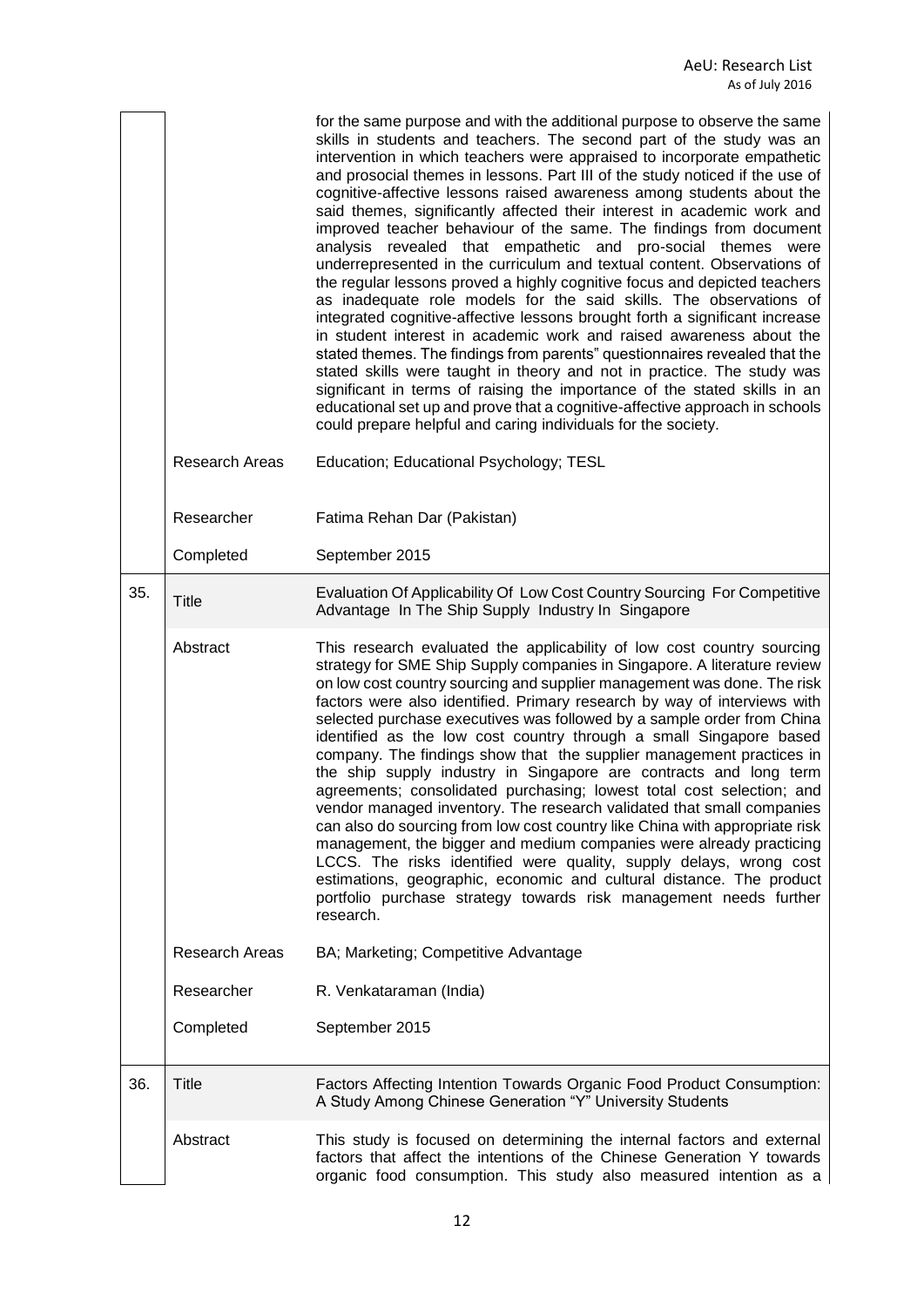| | | |
|---|---|---|
| | | for the same purpose and with the additional purpose to observe the same skills in students and teachers. The second part of the study was an intervention in which teachers were appraised to incorporate empathetic and prosocial themes in lessons. Part III of the study noticed if the use of cognitive-affective lessons raised awareness among students about the said themes, significantly affected their interest in academic work and improved teacher behaviour of the same. The findings from document analysis revealed that empathetic and pro-social themes were underrepresented in the curriculum and textual content. Observations of the regular lessons proved a highly cognitive focus and depicted teachers as inadequate role models for the said skills. The observations of integrated cognitive-affective lessons brought forth a significant increase in student interest in academic work and raised awareness about the stated themes. The findings from parents" questionnaires revealed that the stated skills were taught in theory and not in practice. The study was significant in terms of raising the importance of the stated skills in an educational set up and prove that a cognitive-affective approach in schools could prepare helpful and caring individuals for the society. |
| | Research Areas | Education; Educational Psychology; TESL |
| | Researcher | Fatima Rehan Dar (Pakistan) |
| | Completed | September 2015 |
| 35. | Title | Evaluation Of Applicability Of Low Cost Country Sourcing For Competitive Advantage In The Ship Supply Industry In Singapore |
| | Abstract | This research evaluated the applicability of low cost country sourcing strategy for SME Ship Supply companies in Singapore. A literature review on low cost country sourcing and supplier management was done. The risk factors were also identified. Primary research by way of interviews with selected purchase executives was followed by a sample order from China identified as the low cost country through a small Singapore based company. The findings show that the supplier management practices in the ship supply industry in Singapore are contracts and long term agreements; consolidated purchasing; lowest total cost selection; and vendor managed inventory. The research validated that small companies can also do sourcing from low cost country like China with appropriate risk management, the bigger and medium companies were already practicing LCCS. The risks identified were quality, supply delays, wrong cost estimations, geographic, economic and cultural distance. The product portfolio purchase strategy towards risk management needs further research. |
| | Research Areas | BA; Marketing; Competitive Advantage |
| | Researcher | R. Venkataraman (India) |
| | Completed | September 2015 |
| 36. | Title | Factors Affecting Intention Towards Organic Food Product Consumption: A Study Among Chinese Generation "Y" University Students |
| | Abstract | This study is focused on determining the internal factors and external factors that affect the intentions of the Chinese Generation Y towards organic food consumption. This study also measured intention as a |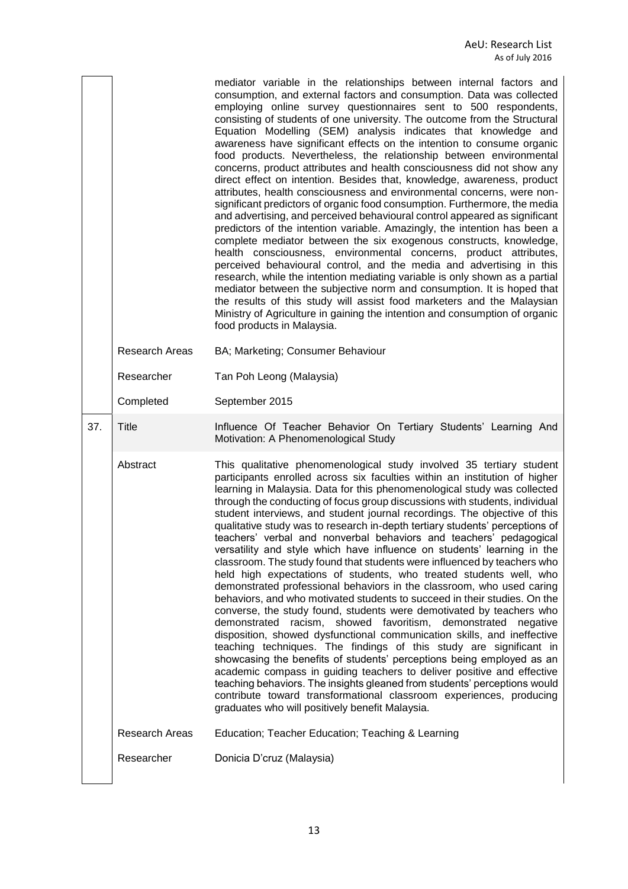| | | |
|---|---|---|
| | | mediator variable in the relationships between internal factors and consumption, and external factors and consumption. Data was collected employing online survey questionnaires sent to 500 respondents, consisting of students of one university. The outcome from the Structural Equation Modelling (SEM) analysis indicates that knowledge and awareness have significant effects on the intention to consume organic food products. Nevertheless, the relationship between environmental concerns, product attributes and health consciousness did not show any direct effect on intention. Besides that, knowledge, awareness, product attributes, health consciousness and environmental concerns, were non-significant predictors of organic food consumption. Furthermore, the media and advertising, and perceived behavioural control appeared as significant predictors of the intention variable. Amazingly, the intention has been a complete mediator between the six exogenous constructs, knowledge, health consciousness, environmental concerns, product attributes, perceived behavioural control, and the media and advertising in this research, while the intention mediating variable is only shown as a partial mediator between the subjective norm and consumption. It is hoped that the results of this study will assist food marketers and the Malaysian Ministry of Agriculture in gaining the intention and consumption of organic food products in Malaysia. |
| | Research Areas | BA; Marketing; Consumer Behaviour |
| | Researcher | Tan Poh Leong (Malaysia) |
| | Completed | September 2015 |
| 37. | Title | Influence Of Teacher Behavior On Tertiary Students' Learning And Motivation: A Phenomenological Study |
| | Abstract | This qualitative phenomenological study involved 35 tertiary student participants enrolled across six faculties within an institution of higher learning in Malaysia. Data for this phenomenological study was collected through the conducting of focus group discussions with students, individual student interviews, and student journal recordings. The objective of this qualitative study was to research in-depth tertiary students' perceptions of teachers' verbal and nonverbal behaviors and teachers' pedagogical versatility and style which have influence on students' learning in the classroom. The study found that students were influenced by teachers who held high expectations of students, who treated students well, who demonstrated professional behaviors in the classroom, who used caring behaviors, and who motivated students to succeed in their studies. On the converse, the study found, students were demotivated by teachers who demonstrated racism, showed favoritism, demonstrated negative disposition, showed dysfunctional communication skills, and ineffective teaching techniques. The findings of this study are significant in showcasing the benefits of students' perceptions being employed as an academic compass in guiding teachers to deliver positive and effective teaching behaviors. The insights gleaned from students' perceptions would contribute toward transformational classroom experiences, producing graduates who will positively benefit Malaysia. |
| | Research Areas | Education; Teacher Education; Teaching & Learning |
| | Researcher | Donicia D'cruz (Malaysia) |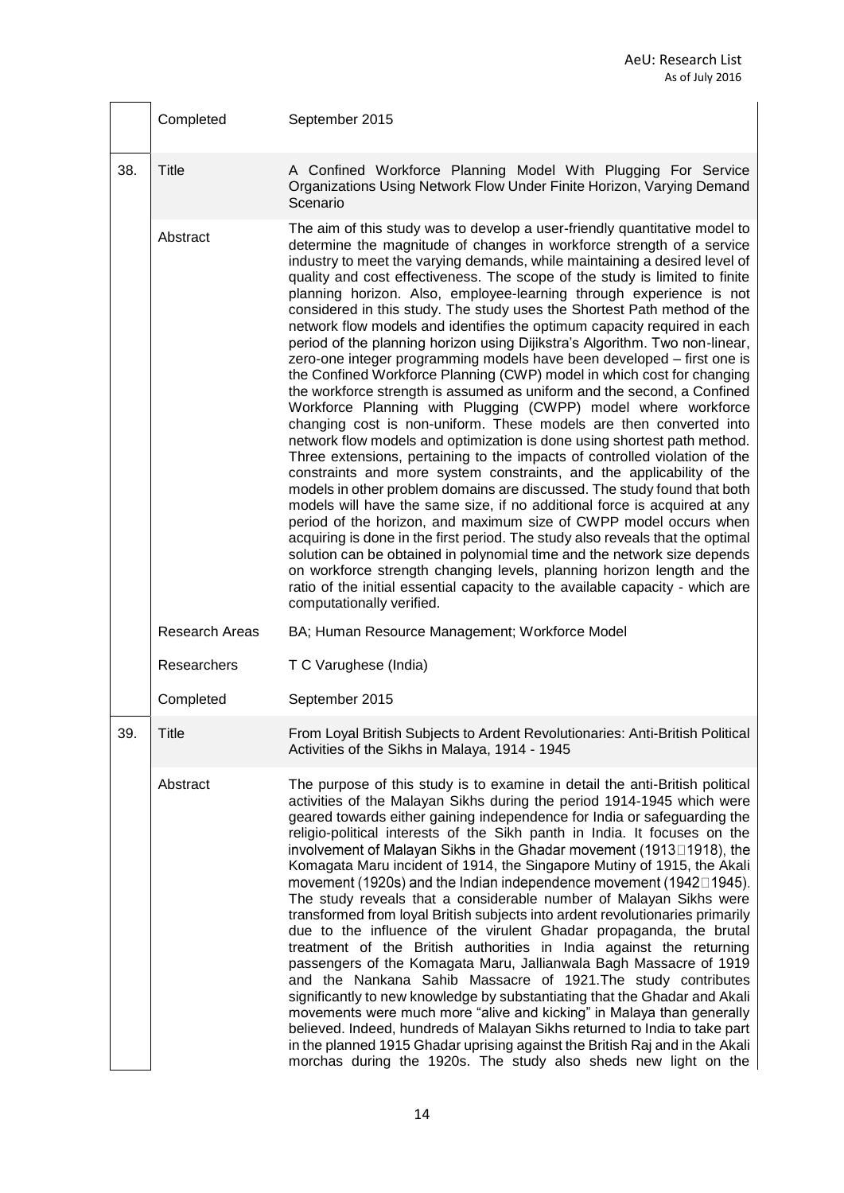| | | |
|---|---|---|
| | Completed | September 2015 |
| 38. | Title | A Confined Workforce Planning Model With Plugging For Service Organizations Using Network Flow Under Finite Horizon, Varying Demand Scenario |
| | Abstract | The aim of this study was to develop a user-friendly quantitative model to determine the magnitude of changes in workforce strength of a service industry to meet the varying demands, while maintaining a desired level of quality and cost effectiveness. The scope of the study is limited to finite planning horizon. Also, employee-learning through experience is not considered in this study. The study uses the Shortest Path method of the network flow models and identifies the optimum capacity required in each period of the planning horizon using Dijikstra's Algorithm. Two non-linear, zero-one integer programming models have been developed – first one is the Confined Workforce Planning (CWP) model in which cost for changing the workforce strength is assumed as uniform and the second, a Confined Workforce Planning with Plugging (CWPP) model where workforce changing cost is non-uniform. These models are then converted into network flow models and optimization is done using shortest path method. Three extensions, pertaining to the impacts of controlled violation of the constraints and more system constraints, and the applicability of the models in other problem domains are discussed. The study found that both models will have the same size, if no additional force is acquired at any period of the horizon, and maximum size of CWPP model occurs when acquiring is done in the first period. The study also reveals that the optimal solution can be obtained in polynomial time and the network size depends on workforce strength changing levels, planning horizon length and the ratio of the initial essential capacity to the available capacity - which are computationally verified. |
| | Research Areas | BA; Human Resource Management; Workforce Model |
| | Researchers | T C Varughese (India) |
| | Completed | September 2015 |
| 39. | Title | From Loyal British Subjects to Ardent Revolutionaries: Anti-British Political Activities of the Sikhs in Malaya, 1914 - 1945 |
| | Abstract | The purpose of this study is to examine in detail the anti-British political activities of the Malayan Sikhs during the period 1914-1945 which were geared towards either gaining independence for India or safeguarding the religio-political interests of the Sikh panth in India. It focuses on the involvement of Malayan Sikhs in the Ghadar movement (1913–1918), the Komagata Maru incident of 1914, the Singapore Mutiny of 1915, the Akali movement (1920s) and the Indian independence movement (1942–1945). The study reveals that a considerable number of Malayan Sikhs were transformed from loyal British subjects into ardent revolutionaries primarily due to the influence of the virulent Ghadar propaganda, the brutal treatment of the British authorities in India against the returning passengers of the Komagata Maru, Jallianwala Bagh Massacre of 1919 and the Nankana Sahib Massacre of 1921.The study contributes significantly to new knowledge by substantiating that the Ghadar and Akali movements were much more "alive and kicking" in Malaya than generally believed. Indeed, hundreds of Malayan Sikhs returned to India to take part in the planned 1915 Ghadar uprising against the British Raj and in the Akali morchas during the 1920s. The study also sheds new light on the |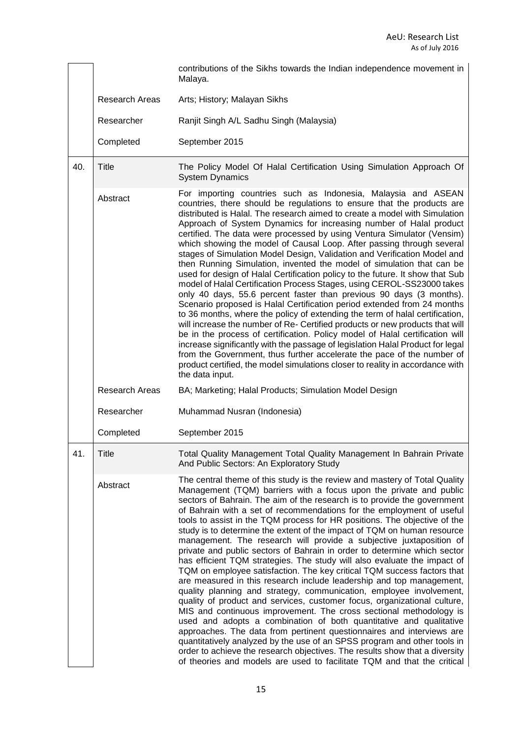| | | |
|---|---|---|
| | | contributions of the Sikhs towards the Indian independence movement in Malaya. |
| | Research Areas | Arts; History; Malayan Sikhs |
| | Researcher | Ranjit Singh A/L Sadhu Singh (Malaysia) |
| | Completed | September 2015 |
| 40. | Title | The Policy Model Of Halal Certification Using Simulation Approach Of System Dynamics |
| | Abstract | For importing countries such as Indonesia, Malaysia and ASEAN countries, there should be regulations to ensure that the products are distributed is Halal. The research aimed to create a model with Simulation Approach of System Dynamics for increasing number of Halal product certified. The data were processed by using Ventura Simulator (Vensim) which showing the model of Causal Loop. After passing through several stages of Simulation Model Design, Validation and Verification Model and then Running Simulation, invented the model of simulation that can be used for design of Halal Certification policy to the future. It show that Sub model of Halal Certification Process Stages, using CEROL-SS23000 takes only 40 days, 55.6 percent faster than previous 90 days (3 months). Scenario proposed is Halal Certification period extended from 24 months to 36 months, where the policy of extending the term of halal certification, will increase the number of Re- Certified products or new products that will be in the process of certification. Policy model of Halal certification will increase significantly with the passage of legislation Halal Product for legal from the Government, thus further accelerate the pace of the number of product certified, the model simulations closer to reality in accordance with the data input. |
| | Research Areas | BA; Marketing; Halal Products; Simulation Model Design |
| | Researcher | Muhammad Nusran (Indonesia) |
| | Completed | September 2015 |
| 41. | Title | Total Quality Management Total Quality Management In Bahrain Private And Public Sectors: An Exploratory Study |
| | Abstract | The central theme of this study is the review and mastery of Total Quality Management (TQM) barriers with a focus upon the private and public sectors of Bahrain. The aim of the research is to provide the government of Bahrain with a set of recommendations for the employment of useful tools to assist in the TQM process for HR positions. The objective of the study is to determine the extent of the impact of TQM on human resource management. The research will provide a subjective juxtaposition of private and public sectors of Bahrain in order to determine which sector has efficient TQM strategies. The study will also evaluate the impact of TQM on employee satisfaction. The key critical TQM success factors that are measured in this research include leadership and top management, quality planning and strategy, communication, employee involvement, quality of product and services, customer focus, organizational culture, MIS and continuous improvement. The cross sectional methodology is used and adopts a combination of both quantitative and qualitative approaches. The data from pertinent questionnaires and interviews are quantitatively analyzed by the use of an SPSS program and other tools in order to achieve the research objectives. The results show that a diversity of theories and models are used to facilitate TQM and that the critical |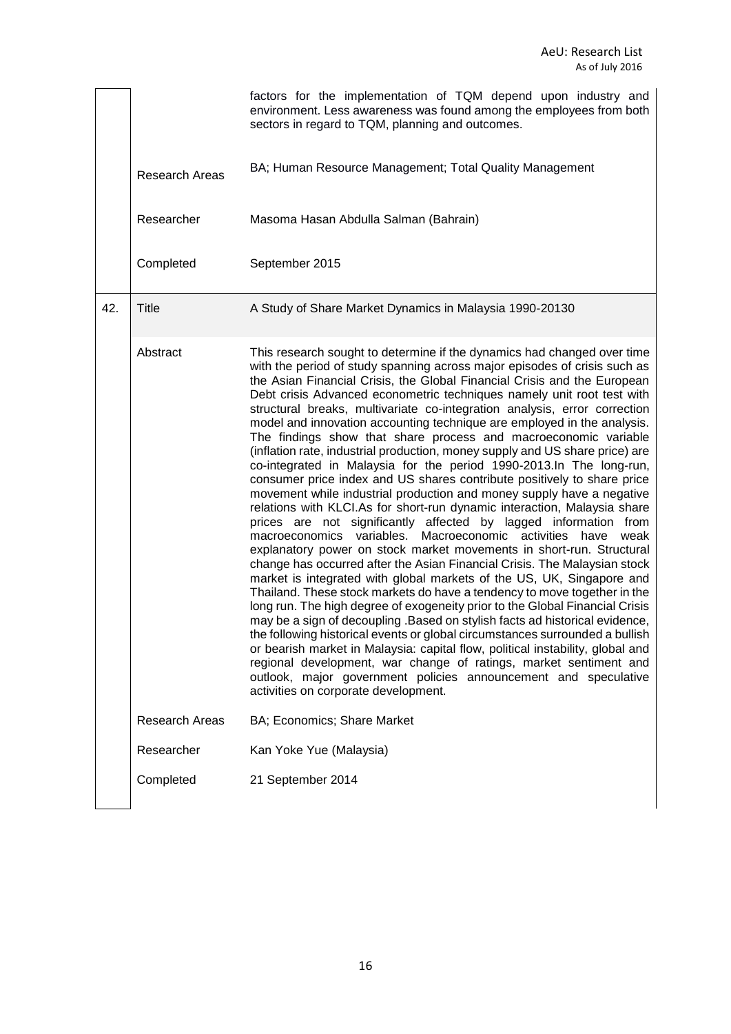| | | |
|---|---|---|
| | | factors for the implementation of TQM depend upon industry and environment. Less awareness was found among the employees from both sectors in regard to TQM, planning and outcomes. |
| | Research Areas | BA; Human Resource Management; Total Quality Management |
| | Researcher | Masoma Hasan Abdulla Salman (Bahrain) |
| | Completed | September 2015 |
| 42. | Title | A Study of Share Market Dynamics in Malaysia 1990-20130 |
| | Abstract | This research sought to determine if the dynamics had changed over time with the period of study spanning across major episodes of crisis such as the Asian Financial Crisis, the Global Financial Crisis and the European Debt crisis Advanced econometric techniques namely unit root test with structural breaks, multivariate co-integration analysis, error correction model and innovation accounting technique are employed in the analysis. The findings show that share process and macroeconomic variable (inflation rate, industrial production, money supply and US share price) are co-integrated in Malaysia for the period 1990-2013.In The long-run, consumer price index and US shares contribute positively to share price movement while industrial production and money supply have a negative relations with KLCI.As for short-run dynamic interaction, Malaysia share prices are not significantly affected by lagged information from macroeconomics variables. Macroeconomic activities have weak explanatory power on stock market movements in short-run. Structural change has occurred after the Asian Financial Crisis. The Malaysian stock market is integrated with global markets of the US, UK, Singapore and Thailand. These stock markets do have a tendency to move together in the long run. The high degree of exogeneity prior to the Global Financial Crisis may be a sign of decoupling .Based on stylish facts ad historical evidence, the following historical events or global circumstances surrounded a bullish or bearish market in Malaysia: capital flow, political instability, global and regional development, war change of ratings, market sentiment and outlook, major government policies announcement and speculative activities on corporate development. |
| | Research Areas | BA; Economics; Share Market |
| | Researcher | Kan Yoke Yue (Malaysia) |
| | Completed | 21 September 2014 |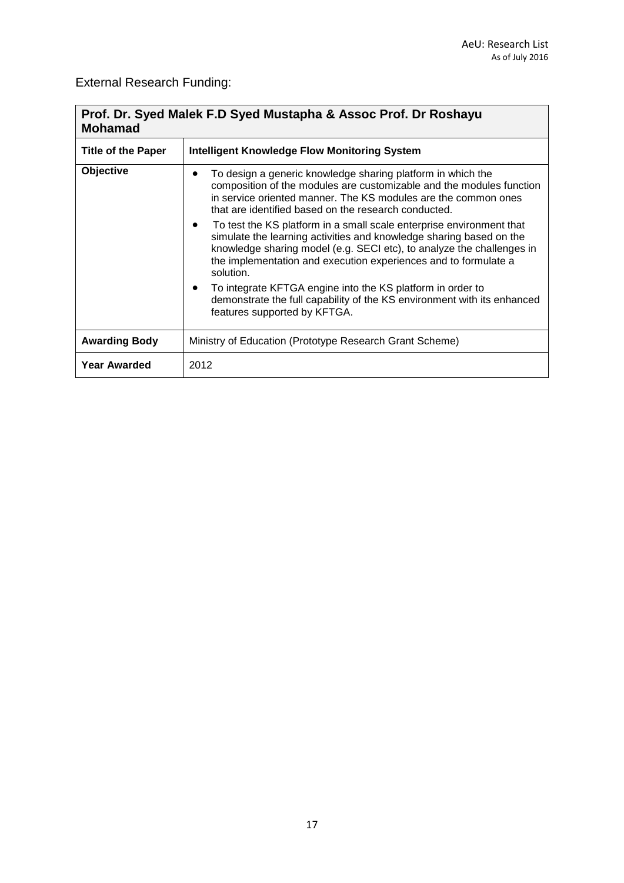External Research Funding:

| Prof. Dr. Syed Malek F.D Syed Mustapha & Assoc Prof. Dr Roshayu Mohamad | |
|---|---|
| **Title of the Paper** | **Intelligent Knowledge Flow Monitoring System** |
| **Objective** | • To design a generic knowledge sharing platform in which the composition of the modules are customizable and the modules function in service oriented manner. The KS modules are the common ones that are identified based on the research conducted.<br>• To test the KS platform in a small scale enterprise environment that simulate the learning activities and knowledge sharing based on the knowledge sharing model (e.g. SECI etc), to analyze the challenges in the implementation and execution experiences and to formulate a solution.<br>• To integrate KFTGA engine into the KS platform in order to demonstrate the full capability of the KS environment with its enhanced features supported by KFTGA. |
| **Awarding Body** | Ministry of Education (Prototype Research Grant Scheme) |
| **Year Awarded** | 2012 |